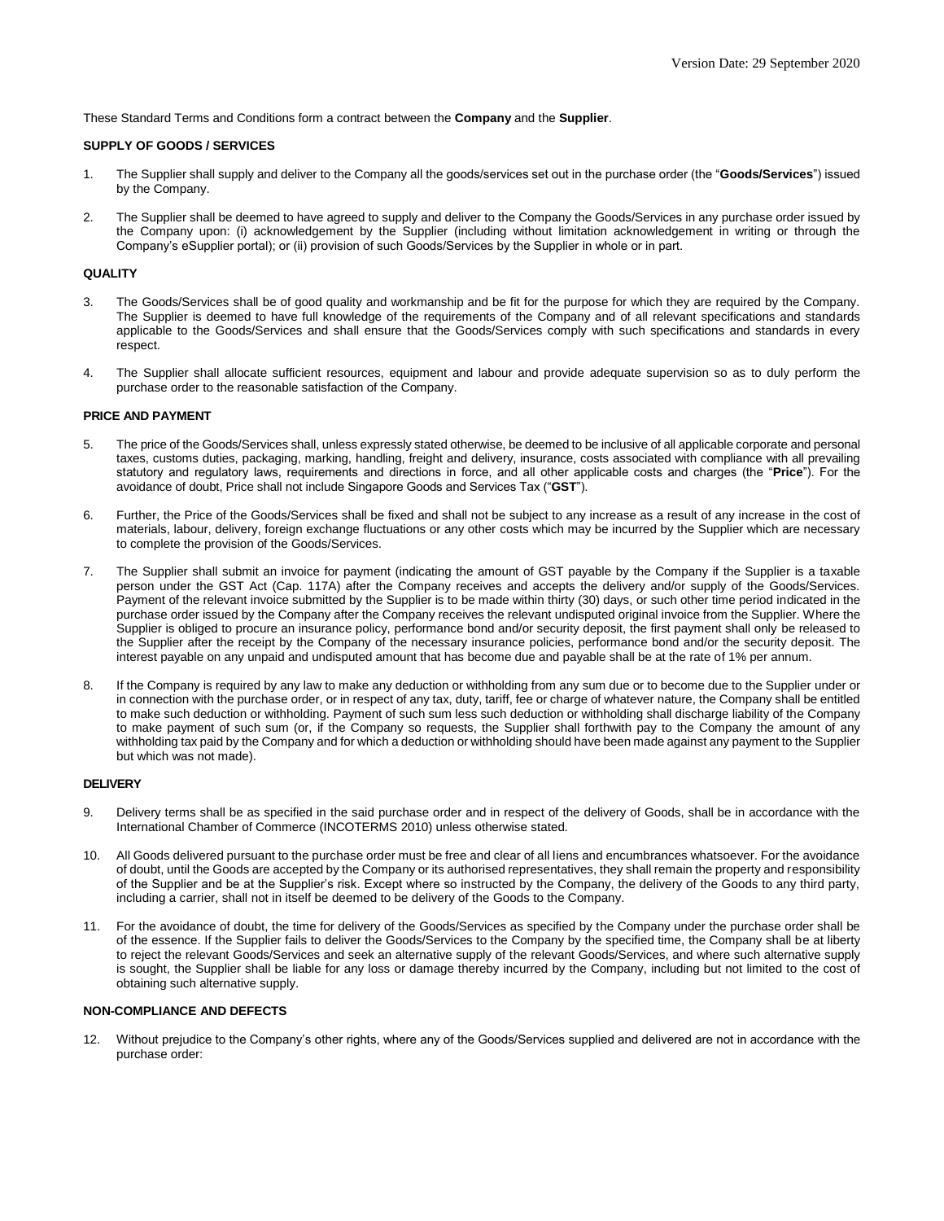Version Date: 29 September 2020

These Standard Terms and Conditions form a contract between the **Company** and the **Supplier**.

**SUPPLY OF GOODS / SERVICES**

1. The Supplier shall supply and deliver to the Company all the goods/services set out in the purchase order (the "**Goods/Services**") issued by the Company.

2. The Supplier shall be deemed to have agreed to supply and deliver to the Company the Goods/Services in any purchase order issued by the Company upon: (i) acknowledgement by the Supplier (including without limitation acknowledgement in writing or through the Company's eSupplier portal); or (ii) provision of such Goods/Services by the Supplier in whole or in part.

**QUALITY**

3. The Goods/Services shall be of good quality and workmanship and be fit for the purpose for which they are required by the Company. The Supplier is deemed to have full knowledge of the requirements of the Company and of all relevant specifications and standards applicable to the Goods/Services and shall ensure that the Goods/Services comply with such specifications and standards in every respect.

4. The Supplier shall allocate sufficient resources, equipment and labour and provide adequate supervision so as to duly perform the purchase order to the reasonable satisfaction of the Company.

**PRICE AND PAYMENT**

5. The price of the Goods/Services shall, unless expressly stated otherwise, be deemed to be inclusive of all applicable corporate and personal taxes, customs duties, packaging, marking, handling, freight and delivery, insurance, costs associated with compliance with all prevailing statutory and regulatory laws, requirements and directions in force, and all other applicable costs and charges (the "**Price**"). For the avoidance of doubt, Price shall not include Singapore Goods and Services Tax ("**GST**").

6. Further, the Price of the Goods/Services shall be fixed and shall not be subject to any increase as a result of any increase in the cost of materials, labour, delivery, foreign exchange fluctuations or any other costs which may be incurred by the Supplier which are necessary to complete the provision of the Goods/Services.

7. The Supplier shall submit an invoice for payment (indicating the amount of GST payable by the Company if the Supplier is a taxable person under the GST Act (Cap. 117A) after the Company receives and accepts the delivery and/or supply of the Goods/Services. Payment of the relevant invoice submitted by the Supplier is to be made within thirty (30) days, or such other time period indicated in the purchase order issued by the Company after the Company receives the relevant undisputed original invoice from the Supplier. Where the Supplier is obliged to procure an insurance policy, performance bond and/or security deposit, the first payment shall only be released to the Supplier after the receipt by the Company of the necessary insurance policies, performance bond and/or the security deposit. The interest payable on any unpaid and undisputed amount that has become due and payable shall be at the rate of 1% per annum.

8. If the Company is required by any law to make any deduction or withholding from any sum due or to become due to the Supplier under or in connection with the purchase order, or in respect of any tax, duty, tariff, fee or charge of whatever nature, the Company shall be entitled to make such deduction or withholding. Payment of such sum less such deduction or withholding shall discharge liability of the Company to make payment of such sum (or, if the Company so requests, the Supplier shall forthwith pay to the Company the amount of any withholding tax paid by the Company and for which a deduction or withholding should have been made against any payment to the Supplier but which was not made).

**DELIVERY**

9. Delivery terms shall be as specified in the said purchase order and in respect of the delivery of Goods, shall be in accordance with the International Chamber of Commerce (INCOTERMS 2010) unless otherwise stated.

10. All Goods delivered pursuant to the purchase order must be free and clear of all liens and encumbrances whatsoever. For the avoidance of doubt, until the Goods are accepted by the Company or its authorised representatives, they shall remain the property and responsibility of the Supplier and be at the Supplier's risk. Except where so instructed by the Company, the delivery of the Goods to any third party, including a carrier, shall not in itself be deemed to be delivery of the Goods to the Company.

11. For the avoidance of doubt, the time for delivery of the Goods/Services as specified by the Company under the purchase order shall be of the essence. If the Supplier fails to deliver the Goods/Services to the Company by the specified time, the Company shall be at liberty to reject the relevant Goods/Services and seek an alternative supply of the relevant Goods/Services, and where such alternative supply is sought, the Supplier shall be liable for any loss or damage thereby incurred by the Company, including but not limited to the cost of obtaining such alternative supply.

**NON-COMPLIANCE AND DEFECTS**

12. Without prejudice to the Company's other rights, where any of the Goods/Services supplied and delivered are not in accordance with the purchase order: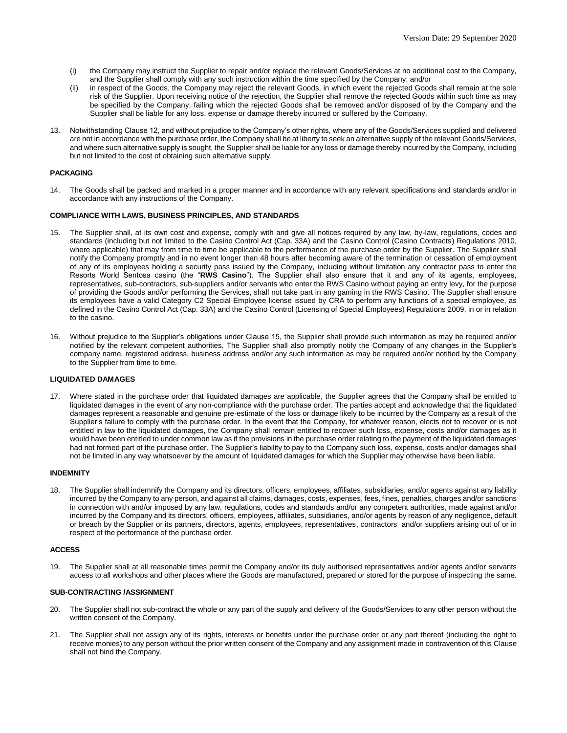(i) the Company may instruct the Supplier to repair and/or replace the relevant Goods/Services at no additional cost to the Company, and the Supplier shall comply with any such instruction within the time specified by the Company; and/or

(ii) in respect of the Goods, the Company may reject the relevant Goods, in which event the rejected Goods shall remain at the sole risk of the Supplier. Upon receiving notice of the rejection, the Supplier shall remove the rejected Goods within such time as may be specified by the Company, failing which the rejected Goods shall be removed and/or disposed of by the Company and the Supplier shall be liable for any loss, expense or damage thereby incurred or suffered by the Company.

13. Notwithstanding Clause 12, and without prejudice to the Company's other rights, where any of the Goods/Services supplied and delivered are not in accordance with the purchase order, the Company shall be at liberty to seek an alternative supply of the relevant Goods/Services, and where such alternative supply is sought, the Supplier shall be liable for any loss or damage thereby incurred by the Company, including but not limited to the cost of obtaining such alternative supply.

**PACKAGING**

14. The Goods shall be packed and marked in a proper manner and in accordance with any relevant specifications and standards and/or in accordance with any instructions of the Company.

**COMPLIANCE WITH LAWS, BUSINESS PRINCIPLES, AND STANDARDS**

15. The Supplier shall, at its own cost and expense, comply with and give all notices required by any law, by-law, regulations, codes and standards (including but not limited to the Casino Control Act (Cap. 33A) and the Casino Control (Casino Contracts) Regulations 2010, where applicable) that may from time to time be applicable to the performance of the purchase order by the Supplier. The Supplier shall notify the Company promptly and in no event longer than 48 hours after becoming aware of the termination or cessation of employment of any of its employees holding a security pass issued by the Company, including without limitation any contractor pass to enter the Resorts World Sentosa casino (the "**RWS Casino**"). The Supplier shall also ensure that it and any of its agents, employees, representatives, sub-contractors, sub-suppliers and/or servants who enter the RWS Casino without paying an entry levy, for the purpose of providing the Goods and/or performing the Services, shall not take part in any gaming in the RWS Casino. The Supplier shall ensure its employees have a valid Category C2 Special Employee license issued by CRA to perform any functions of a special employee, as defined in the Casino Control Act (Cap. 33A) and the Casino Control (Licensing of Special Employees) Regulations 2009, in or in relation to the casino.

16. Without prejudice to the Supplier's obligations under Clause 15, the Supplier shall provide such information as may be required and/or notified by the relevant competent authorities. The Supplier shall also promptly notify the Company of any changes in the Supplier's company name, registered address, business address and/or any such information as may be required and/or notified by the Company to the Supplier from time to time.

**LIQUIDATED DAMAGES**

17. Where stated in the purchase order that liquidated damages are applicable, the Supplier agrees that the Company shall be entitled to liquidated damages in the event of any non-compliance with the purchase order. The parties accept and acknowledge that the liquidated damages represent a reasonable and genuine pre-estimate of the loss or damage likely to be incurred by the Company as a result of the Supplier's failure to comply with the purchase order. In the event that the Company, for whatever reason, elects not to recover or is not entitled in law to the liquidated damages, the Company shall remain entitled to recover such loss, expense, costs and/or damages as it would have been entitled to under common law as if the provisions in the purchase order relating to the payment of the liquidated damages had not formed part of the purchase order. The Supplier's liability to pay to the Company such loss, expense, costs and/or damages shall not be limited in any way whatsoever by the amount of liquidated damages for which the Supplier may otherwise have been liable.

**INDEMNITY**

18. The Supplier shall indemnify the Company and its directors, officers, employees, affiliates, subsidiaries, and/or agents against any liability incurred by the Company to any person, and against all claims, damages, costs, expenses, fees, fines, penalties, charges and/or sanctions in connection with and/or imposed by any law, regulations, codes and standards and/or any competent authorities, made against and/or incurred by the Company and its directors, officers, employees, affiliates, subsidiaries, and/or agents by reason of any negligence, default or breach by the Supplier or its partners, directors, agents, employees, representatives, contractors and/or suppliers arising out of or in respect of the performance of the purchase order.

**ACCESS**

19. The Supplier shall at all reasonable times permit the Company and/or its duly authorised representatives and/or agents and/or servants access to all workshops and other places where the Goods are manufactured, prepared or stored for the purpose of inspecting the same.

**SUB-CONTRACTING /ASSIGNMENT**

20. The Supplier shall not sub-contract the whole or any part of the supply and delivery of the Goods/Services to any other person without the written consent of the Company.

21. The Supplier shall not assign any of its rights, interests or benefits under the purchase order or any part thereof (including the right to receive monies) to any person without the prior written consent of the Company and any assignment made in contravention of this Clause shall not bind the Company.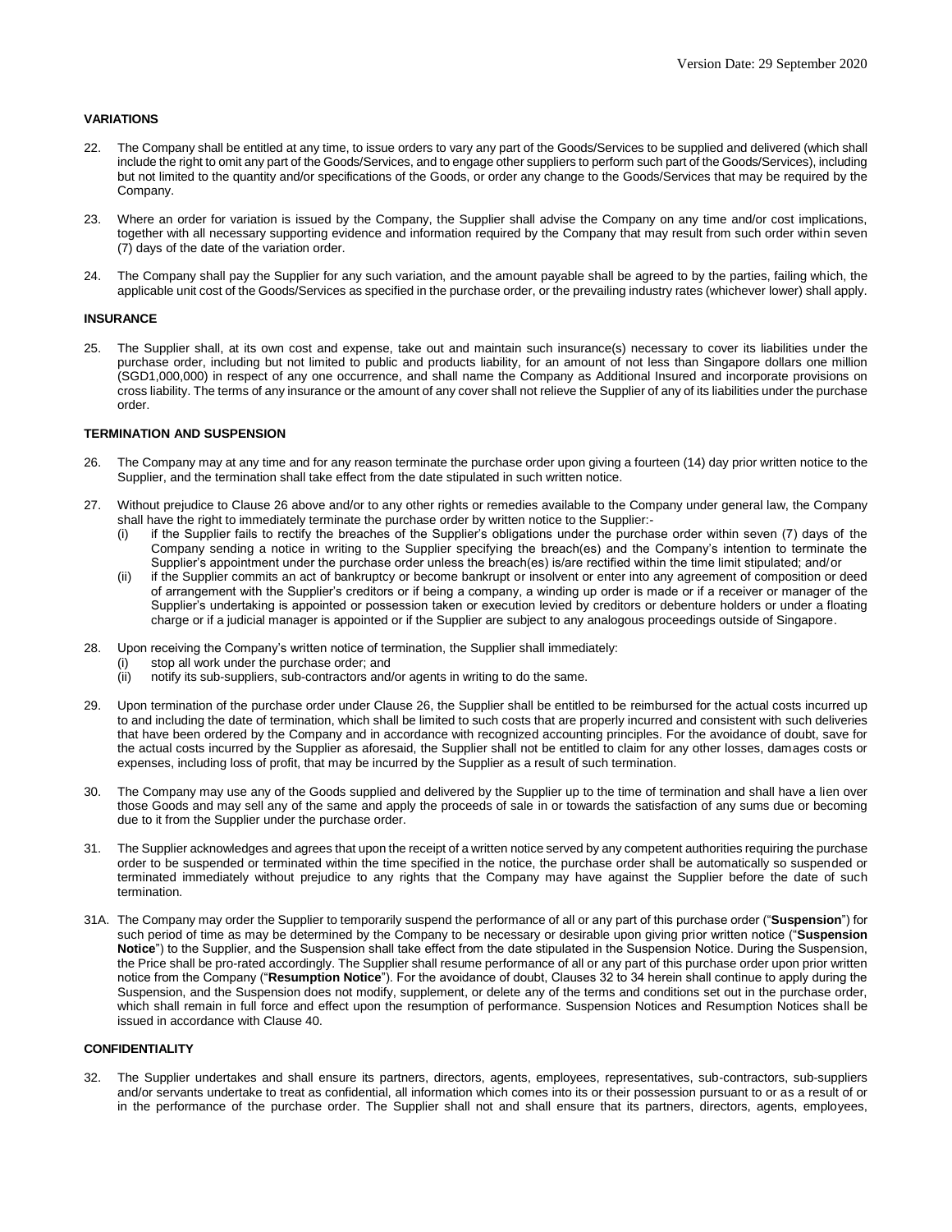## VARIATIONS

22. The Company shall be entitled at any time, to issue orders to vary any part of the Goods/Services to be supplied and delivered (which shall include the right to omit any part of the Goods/Services, and to engage other suppliers to perform such part of the Goods/Services), including but not limited to the quantity and/or specifications of the Goods, or order any change to the Goods/Services that may be required by the Company.

23. Where an order for variation is issued by the Company, the Supplier shall advise the Company on any time and/or cost implications, together with all necessary supporting evidence and information required by the Company that may result from such order within seven (7) days of the date of the variation order.

24. The Company shall pay the Supplier for any such variation, and the amount payable shall be agreed to by the parties, failing which, the applicable unit cost of the Goods/Services as specified in the purchase order, or the prevailing industry rates (whichever lower) shall apply.

## INSURANCE

25. The Supplier shall, at its own cost and expense, take out and maintain such insurance(s) necessary to cover its liabilities under the purchase order, including but not limited to public and products liability, for an amount of not less than Singapore dollars one million (SGD1,000,000) in respect of any one occurrence, and shall name the Company as Additional Insured and incorporate provisions on cross liability. The terms of any insurance or the amount of any cover shall not relieve the Supplier of any of its liabilities under the purchase order.

## TERMINATION AND SUSPENSION

26. The Company may at any time and for any reason terminate the purchase order upon giving a fourteen (14) day prior written notice to the Supplier, and the termination shall take effect from the date stipulated in such written notice.

27. Without prejudice to Clause 26 above and/or to any other rights or remedies available to the Company under general law, the Company shall have the right to immediately terminate the purchase order by written notice to the Supplier:-
    (i) if the Supplier fails to rectify the breaches of the Supplier's obligations under the purchase order within seven (7) days of the Company sending a notice in writing to the Supplier specifying the breach(es) and the Company's intention to terminate the Supplier's appointment under the purchase order unless the breach(es) is/are rectified within the time limit stipulated; and/or
    (ii) if the Supplier commits an act of bankruptcy or become bankrupt or insolvent or enter into any agreement of composition or deed of arrangement with the Supplier's creditors or if being a company, a winding up order is made or if a receiver or manager of the Supplier's undertaking is appointed or possession taken or execution levied by creditors or debenture holders or under a floating charge or if a judicial manager is appointed or if the Supplier are subject to any analogous proceedings outside of Singapore.

28. Upon receiving the Company's written notice of termination, the Supplier shall immediately:
    (i) stop all work under the purchase order; and
    (ii) notify its sub-suppliers, sub-contractors and/or agents in writing to do the same.

29. Upon termination of the purchase order under Clause 26, the Supplier shall be entitled to be reimbursed for the actual costs incurred up to and including the date of termination, which shall be limited to such costs that are properly incurred and consistent with such deliveries that have been ordered by the Company and in accordance with recognized accounting principles. For the avoidance of doubt, save for the actual costs incurred by the Supplier as aforesaid, the Supplier shall not be entitled to claim for any other losses, damages costs or expenses, including loss of profit, that may be incurred by the Supplier as a result of such termination.

30. The Company may use any of the Goods supplied and delivered by the Supplier up to the time of termination and shall have a lien over those Goods and may sell any of the same and apply the proceeds of sale in or towards the satisfaction of any sums due or becoming due to it from the Supplier under the purchase order.

31. The Supplier acknowledges and agrees that upon the receipt of a written notice served by any competent authorities requiring the purchase order to be suspended or terminated within the time specified in the notice, the purchase order shall be automatically so suspended or terminated immediately without prejudice to any rights that the Company may have against the Supplier before the date of such termination.

31A. The Company may order the Supplier to temporarily suspend the performance of all or any part of this purchase order ("**Suspension**") for such period of time as may be determined by the Company to be necessary or desirable upon giving prior written notice ("**Suspension Notice**") to the Supplier, and the Suspension shall take effect from the date stipulated in the Suspension Notice. During the Suspension, the Price shall be pro-rated accordingly. The Supplier shall resume performance of all or any part of this purchase order upon prior written notice from the Company ("**Resumption Notice**"). For the avoidance of doubt, Clauses 32 to 34 herein shall continue to apply during the Suspension, and the Suspension does not modify, supplement, or delete any of the terms and conditions set out in the purchase order, which shall remain in full force and effect upon the resumption of performance. Suspension Notices and Resumption Notices shall be issued in accordance with Clause 40.

## CONFIDENTIALITY

32. The Supplier undertakes and shall ensure its partners, directors, agents, employees, representatives, sub-contractors, sub-suppliers and/or servants undertake to treat as confidential, all information which comes into its or their possession pursuant to or as a result of or in the performance of the purchase order. The Supplier shall not and shall ensure that its partners, directors, agents, employees,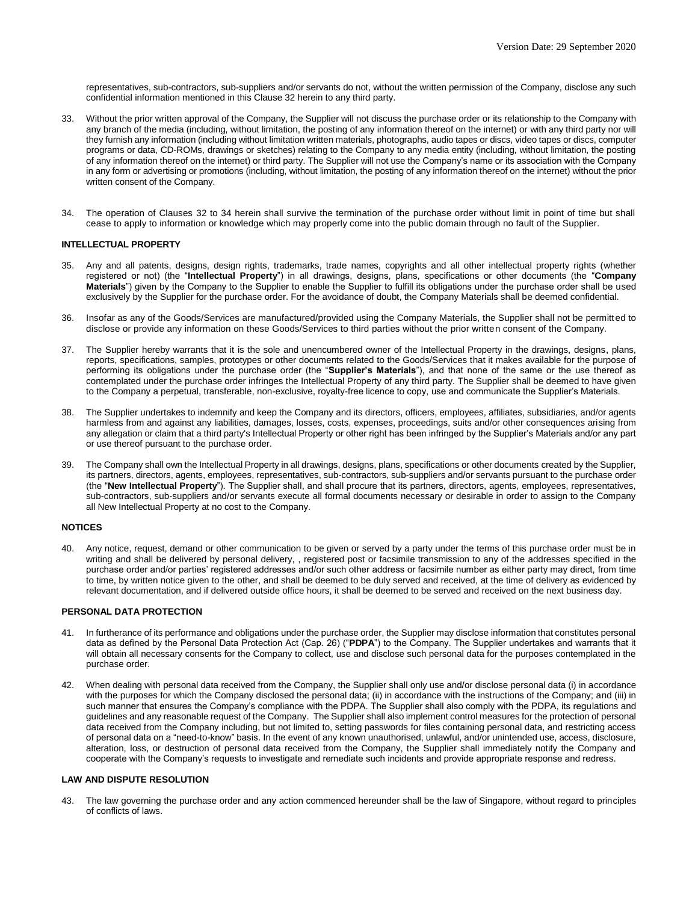representatives, sub-contractors, sub-suppliers and/or servants do not, without the written permission of the Company, disclose any such confidential information mentioned in this Clause 32 herein to any third party.

33. Without the prior written approval of the Company, the Supplier will not discuss the purchase order or its relationship to the Company with any branch of the media (including, without limitation, the posting of any information thereof on the internet) or with any third party nor will they furnish any information (including without limitation written materials, photographs, audio tapes or discs, video tapes or discs, computer programs or data, CD-ROMs, drawings or sketches) relating to the Company to any media entity (including, without limitation, the posting of any information thereof on the internet) or third party. The Supplier will not use the Company's name or its association with the Company in any form or advertising or promotions (including, without limitation, the posting of any information thereof on the internet) without the prior written consent of the Company.

34. The operation of Clauses 32 to 34 herein shall survive the termination of the purchase order without limit in point of time but shall cease to apply to information or knowledge which may properly come into the public domain through no fault of the Supplier.

**INTELLECTUAL PROPERTY**

35. Any and all patents, designs, design rights, trademarks, trade names, copyrights and all other intellectual property rights (whether registered or not) (the "**Intellectual Property**") in all drawings, designs, plans, specifications or other documents (the "**Company Materials**") given by the Company to the Supplier to enable the Supplier to fulfill its obligations under the purchase order shall be used exclusively by the Supplier for the purchase order. For the avoidance of doubt, the Company Materials shall be deemed confidential.

36. Insofar as any of the Goods/Services are manufactured/provided using the Company Materials, the Supplier shall not be permitted to disclose or provide any information on these Goods/Services to third parties without the prior written consent of the Company.

37. The Supplier hereby warrants that it is the sole and unencumbered owner of the Intellectual Property in the drawings, designs, plans, reports, specifications, samples, prototypes or other documents related to the Goods/Services that it makes available for the purpose of performing its obligations under the purchase order (the "**Supplier's Materials**"), and that none of the same or the use thereof as contemplated under the purchase order infringes the Intellectual Property of any third party. The Supplier shall be deemed to have given to the Company a perpetual, transferable, non-exclusive, royalty-free licence to copy, use and communicate the Supplier's Materials.

38. The Supplier undertakes to indemnify and keep the Company and its directors, officers, employees, affiliates, subsidiaries, and/or agents harmless from and against any liabilities, damages, losses, costs, expenses, proceedings, suits and/or other consequences arising from any allegation or claim that a third party's Intellectual Property or other right has been infringed by the Supplier's Materials and/or any part or use thereof pursuant to the purchase order.

39. The Company shall own the Intellectual Property in all drawings, designs, plans, specifications or other documents created by the Supplier, its partners, directors, agents, employees, representatives, sub-contractors, sub-suppliers and/or servants pursuant to the purchase order (the "**New Intellectual Property**"). The Supplier shall, and shall procure that its partners, directors, agents, employees, representatives, sub-contractors, sub-suppliers and/or servants execute all formal documents necessary or desirable in order to assign to the Company all New Intellectual Property at no cost to the Company.

**NOTICES**

40. Any notice, request, demand or other communication to be given or served by a party under the terms of this purchase order must be in writing and shall be delivered by personal delivery, , registered post or facsimile transmission to any of the addresses specified in the purchase order and/or parties' registered addresses and/or such other address or facsimile number as either party may direct, from time to time, by written notice given to the other, and shall be deemed to be duly served and received, at the time of delivery as evidenced by relevant documentation, and if delivered outside office hours, it shall be deemed to be served and received on the next business day.

**PERSONAL DATA PROTECTION**

41. In furtherance of its performance and obligations under the purchase order, the Supplier may disclose information that constitutes personal data as defined by the Personal Data Protection Act (Cap. 26) ("**PDPA**") to the Company. The Supplier undertakes and warrants that it will obtain all necessary consents for the Company to collect, use and disclose such personal data for the purposes contemplated in the purchase order.

42. When dealing with personal data received from the Company, the Supplier shall only use and/or disclose personal data (i) in accordance with the purposes for which the Company disclosed the personal data; (ii) in accordance with the instructions of the Company; and (iii) in such manner that ensures the Company's compliance with the PDPA. The Supplier shall also comply with the PDPA, its regulations and guidelines and any reasonable request of the Company. The Supplier shall also implement control measures for the protection of personal data received from the Company including, but not limited to, setting passwords for files containing personal data, and restricting access of personal data on a "need-to-know" basis. In the event of any known unauthorised, unlawful, and/or unintended use, access, disclosure, alteration, loss, or destruction of personal data received from the Company, the Supplier shall immediately notify the Company and cooperate with the Company's requests to investigate and remediate such incidents and provide appropriate response and redress.

**LAW AND DISPUTE RESOLUTION**

43. The law governing the purchase order and any action commenced hereunder shall be the law of Singapore, without regard to principles of conflicts of laws.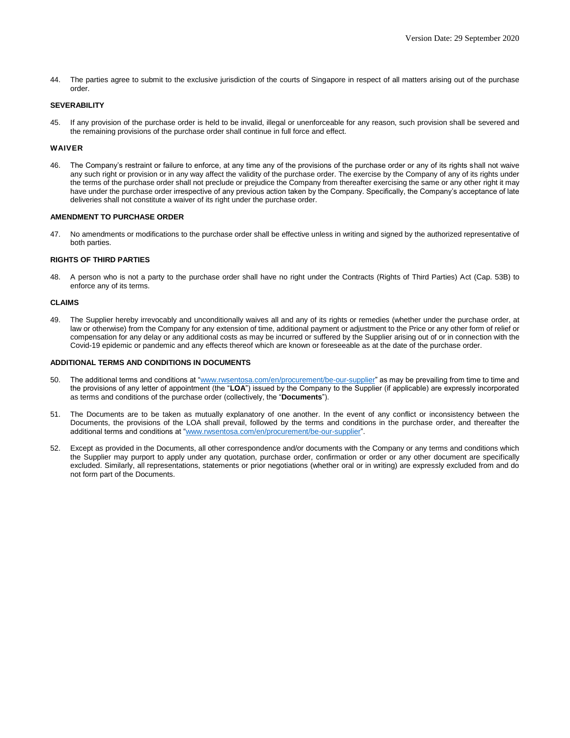44. The parties agree to submit to the exclusive jurisdiction of the courts of Singapore in respect of all matters arising out of the purchase order.

**SEVERABILITY**

45. If any provision of the purchase order is held to be invalid, illegal or unenforceable for any reason, such provision shall be severed and the remaining provisions of the purchase order shall continue in full force and effect.

**WAIVER**

46. The Company's restraint or failure to enforce, at any time any of the provisions of the purchase order or any of its rights shall not waive any such right or provision or in any way affect the validity of the purchase order. The exercise by the Company of any of its rights under the terms of the purchase order shall not preclude or prejudice the Company from thereafter exercising the same or any other right it may have under the purchase order irrespective of any previous action taken by the Company. Specifically, the Company's acceptance of late deliveries shall not constitute a waiver of its right under the purchase order.

**AMENDMENT TO PURCHASE ORDER**

47. No amendments or modifications to the purchase order shall be effective unless in writing and signed by the authorized representative of both parties.

**RIGHTS OF THIRD PARTIES**

48. A person who is not a party to the purchase order shall have no right under the Contracts (Rights of Third Parties) Act (Cap. 53B) to enforce any of its terms.

**CLAIMS**

49. The Supplier hereby irrevocably and unconditionally waives all and any of its rights or remedies (whether under the purchase order, at law or otherwise) from the Company for any extension of time, additional payment or adjustment to the Price or any other form of relief or compensation for any delay or any additional costs as may be incurred or suffered by the Supplier arising out of or in connection with the Covid-19 epidemic or pandemic and any effects thereof which are known or foreseeable as at the date of the purchase order.

**ADDITIONAL TERMS AND CONDITIONS IN DOCUMENTS**

50. The additional terms and conditions at "www.rwsentosa.com/en/procurement/be-our-supplier" as may be prevailing from time to time and the provisions of any letter of appointment (the "**LOA**") issued by the Company to the Supplier (if applicable) are expressly incorporated as terms and conditions of the purchase order (collectively, the "**Documents**").

51. The Documents are to be taken as mutually explanatory of one another. In the event of any conflict or inconsistency between the Documents, the provisions of the LOA shall prevail, followed by the terms and conditions in the purchase order, and thereafter the additional terms and conditions at "www.rwsentosa.com/en/procurement/be-our-supplier".

52. Except as provided in the Documents, all other correspondence and/or documents with the Company or any terms and conditions which the Supplier may purport to apply under any quotation, purchase order, confirmation or order or any other document are specifically excluded. Similarly, all representations, statements or prior negotiations (whether oral or in writing) are expressly excluded from and do not form part of the Documents.